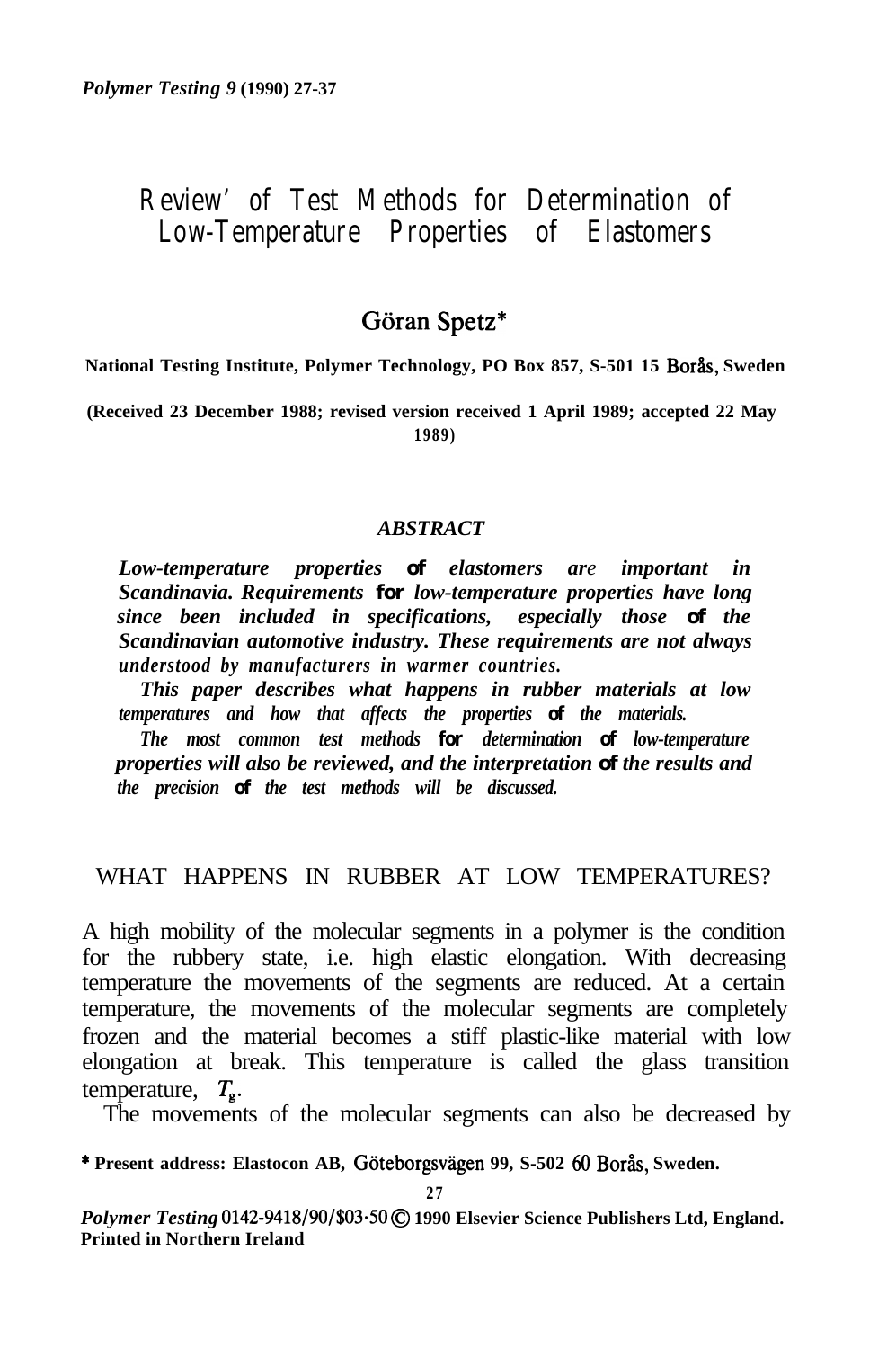# Review' of Test Methods for Determination of Low-Temperature Properties of Elastomers

## Göran Spetz*

**National Testing Institute, Polymer Technology, PO Box 857, S-501 15 Borås, Sweden**

**(Received 23 December 1988; revised version received 1 April 1989; accepted 22 May 1989)**

### *ABSTRACT*

*Low-temperature properties of elastomers are important in Scandinavia. Requirements for low-temperature properties have long since been included in specifications, especially those of the Scandinavian automotive industry. These requirements are not always understood by manufacturers in warmer countries.*

*This paper describes what happens in rubber materials at low temperatures and how that affects the properties of the materials.*

*The most common test methods for determination of low-temperature properties will also be reviewed, and the interpretation of the results and the precision of the test methods will be discussed.*

## WHAT HAPPENS IN RUBBER AT LOW TEMPERATURES?

A high mobility of the molecular segments in a polymer is the condition for the rubbery state, i.e. high elastic elongation. With decreasing temperature the movements of the segments are reduced. At a certain temperature, the movements of the molecular segments are completely frozen and the material becomes a stiff plastic-like material with low elongation at break. This temperature is called the glass transition temperature, $T_g$.

The movements of the molecular segments can also be decreased by

\* Present address: Elastocon AB, Göteborgsvägen 99, S-502 60 Borås, Sweden.

*Polymer Testing* 0142-9418/90/$03·50 © 1990 Elsevier Science Publishers Ltd, England. Printed in Northern Ireland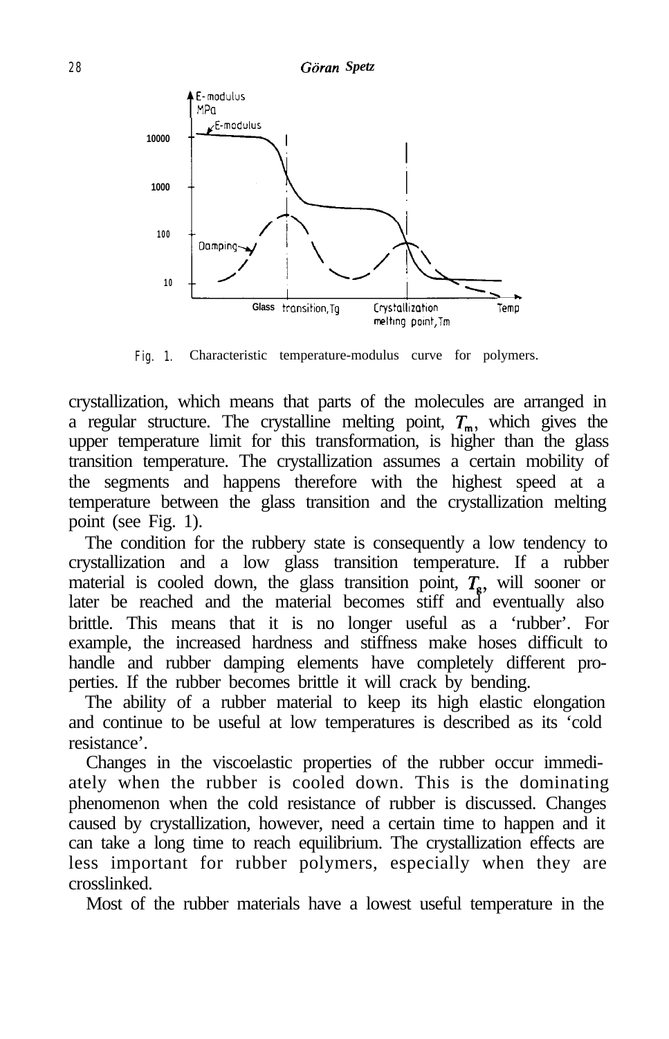Fig. 1. Characteristic temperature-modulus curve for polymers.

crystallization, which means that parts of the molecules are arranged in a regular structure. The crystalline melting point, $T_m$, which gives the upper temperature limit for this transformation, is higher than the glass transition temperature. The crystallization assumes a certain mobility of the segments and happens therefore with the highest speed at a temperature between the glass transition and the crystallization melting point (see Fig. 1).

The condition for the rubbery state is consequently a low tendency to crystallization and a low glass transition temperature. If a rubber material is cooled down, the glass transition point, $T_g$, will sooner or later be reached and the material becomes stiff and eventually also brittle. This means that it is no longer useful as a ‘rubber’. For example, the increased hardness and stiffness make hoses difficult to handle and rubber damping elements have completely different properties. If the rubber becomes brittle it will crack by bending.

The ability of a rubber material to keep its high elastic elongation and continue to be useful at low temperatures is described as its ‘cold resistance’.

Changes in the viscoelastic properties of the rubber occur immediately when the rubber is cooled down. This is the dominating phenomenon when the cold resistance of rubber is discussed. Changes caused by crystallization, however, need a certain time to happen and it can take a long time to reach equilibrium. The crystallization effects are less important for rubber polymers, especially when they are crosslinked.

Most of the rubber materials have a lowest useful temperature in the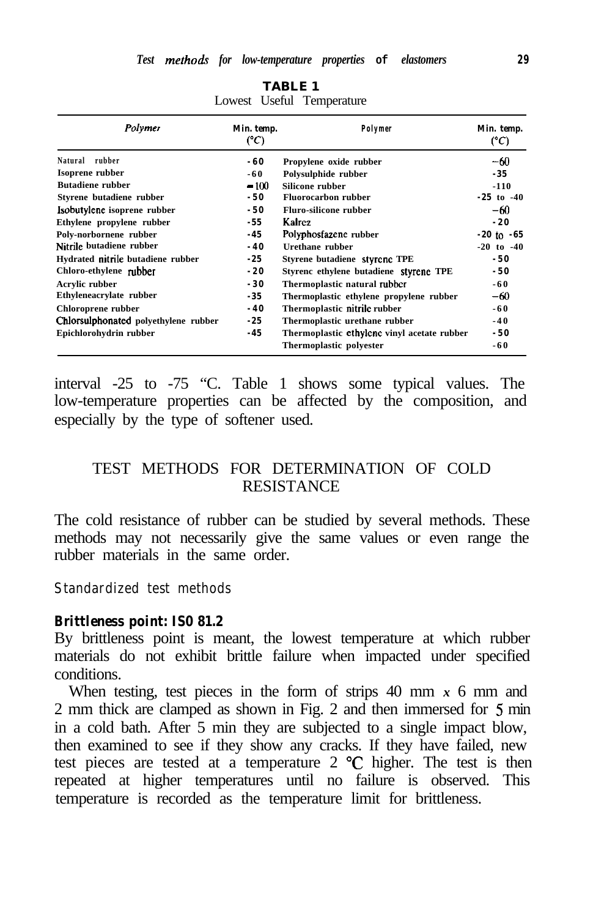**TABLE 1**
Lowest Useful Temperature

| Polymer | Min. temp. (°C) | Polymer | Min. temp. (°C) |
|---|---|---|---|
| Natural rubber | -60 | Propylene oxide rubber | -60 |
| Isoprene rubber | -60 | Polysulphide rubber | -35 |
| Butadiene rubber | -100 | Silicone rubber | -110 |
| Styrene butadiene rubber | -50 | Fluorocarbon rubber | -25 to -40 |
| Isobutylene isoprene rubber | -50 | Fluro-silicone rubber | -60 |
| Ethylene propylene rubber | -55 | Kalrez | -20 |
| Poly-norbornene rubber | -45 | Polyphosfazene rubber | -20 to -65 |
| Nitrile butadiene rubber | -40 | Urethane rubber | -20 to -40 |
| Hydrated nitrile butadiene rubber | -25 | Styrene butadiene styrene TPE | -50 |
| Chloro-ethylene rubber | -20 | Styrene ethylene butadiene styrene TPE | -50 |
| Acrylic rubber | -30 | Thermoplastic natural rubber | -60 |
| Ethyleneacrylate rubber | -35 | Thermoplastic ethylene propylene rubber | -60 |
| Chloroprene rubber | -40 | Thermoplastic nitrile rubber | -60 |
| Chlorsulphonated polyethylene rubber | -25 | Thermoplastic urethane rubber | -40 |
| Epichlorohydrin rubber | -45 | Thermoplastic ethylene vinyl acetate rubber | -50 |
| | | Thermoplastic polyester | -60 |

interval -25 to -75 "C. Table 1 shows some typical values. The low-temperature properties can be affected by the composition, and especially by the type of softener used.

## TEST METHODS FOR DETERMINATION OF COLD RESISTANCE

The cold resistance of rubber can be studied by several methods. These methods may not necessarily give the same values or even range the rubber materials in the same order.

### Standardized test methods

**Brittleness point: ISO 81.2**

By brittleness point is meant, the lowest temperature at which rubber materials do not exhibit brittle failure when impacted under specified conditions.

When testing, test pieces in the form of strips 40 mm *x* 6 mm and 2 mm thick are clamped as shown in Fig. 2 and then immersed for 5 min in a cold bath. After 5 min they are subjected to a single impact blow, then examined to see if they show any cracks. If they have failed, new test pieces are tested at a temperature 2 °C higher. The test is then repeated at higher temperatures until no failure is observed. This temperature is recorded as the temperature limit for brittleness.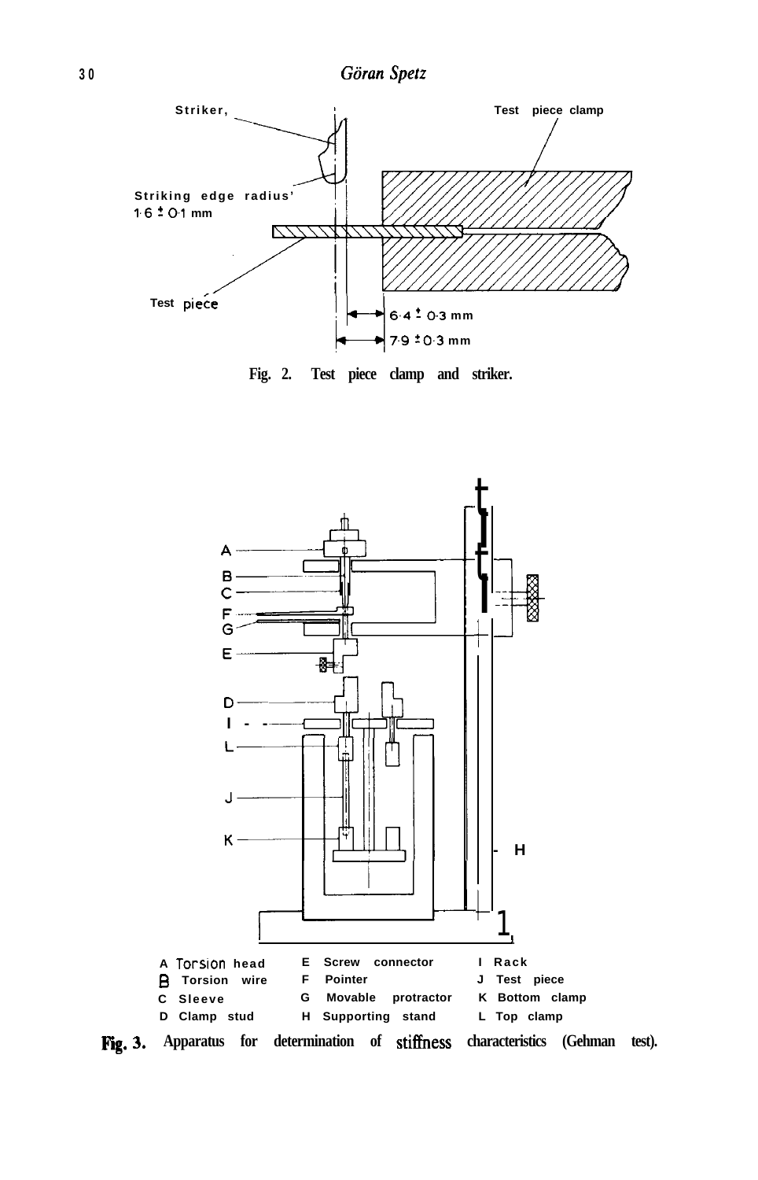Striker,

Test piece clamp

Striking edge radius' 1·6 ± 0·1 mm

Test piece

6·4 ± 0·3 mm

7·9 ± 0·3 mm

Fig. 2. Test piece clamp and striker.

| | | |
|---|---|---|
| A Torsion head | E Screw connector | I Rack |
| B Torsion wire | F Pointer | J Test piece |
| C Sleeve | G Movable protractor | K Bottom clamp |
| D Clamp stud | H Supporting stand | L Top clamp |

Fig. 3. Apparatus for determination of stiffness characteristics (Gehman test).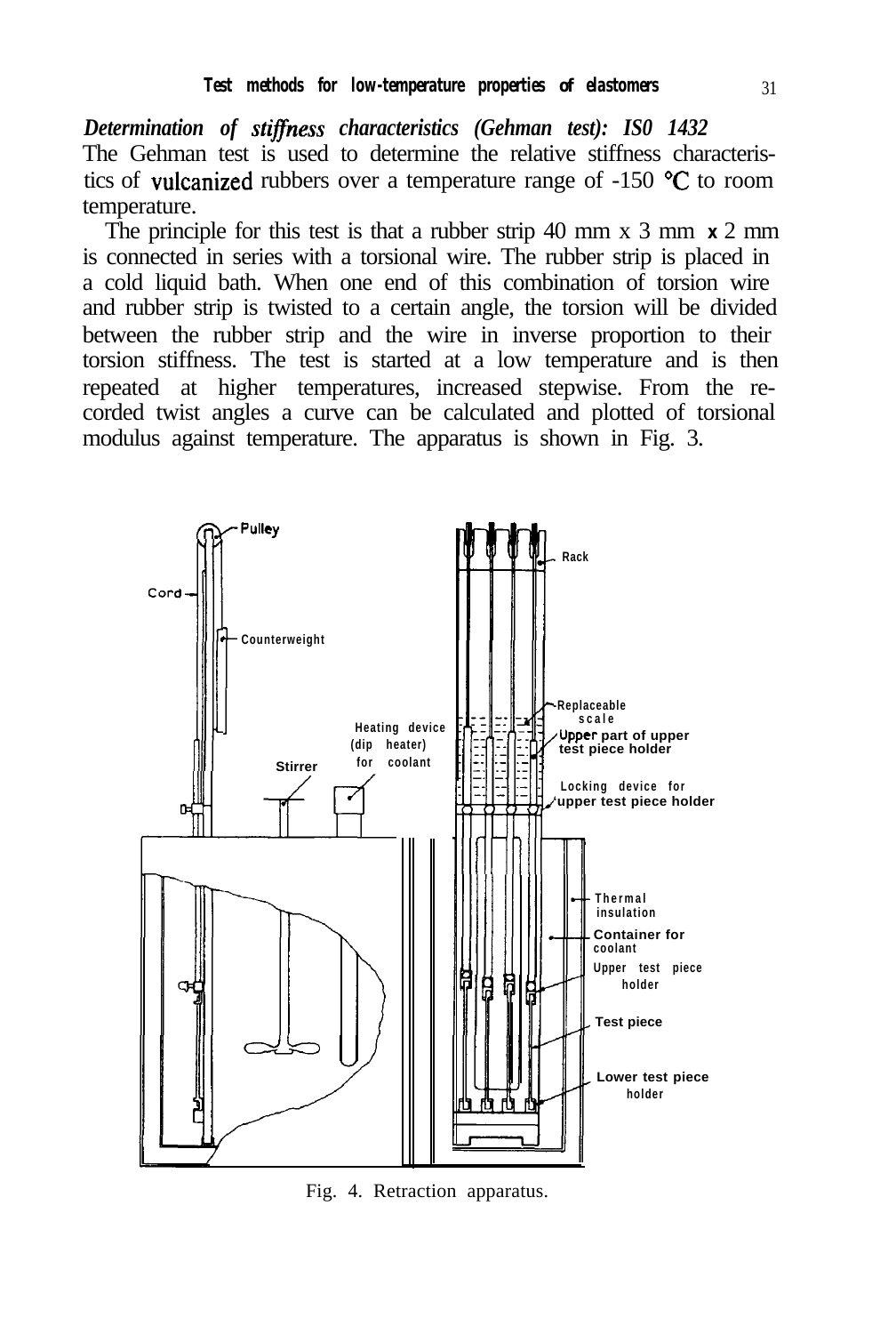### *Determination of stiffness characteristics (Gehman test): IS0 1432*

The Gehman test is used to determine the relative stiffness characteristics of vulcanized rubbers over a temperature range of -150 °C to room temperature.

The principle for this test is that a rubber strip 40 mm x 3 mm x 2 mm is connected in series with a torsional wire. The rubber strip is placed in a cold liquid bath. When one end of this combination of torsion wire and rubber strip is twisted to a certain angle, the torsion will be divided between the rubber strip and the wire in inverse proportion to their torsion stiffness. The test is started at a low temperature and is then repeated at higher temperatures, increased stepwise. From the recorded twist angles a curve can be calculated and plotted of torsional modulus against temperature. The apparatus is shown in Fig. 3.

Fig. 4. Retraction apparatus.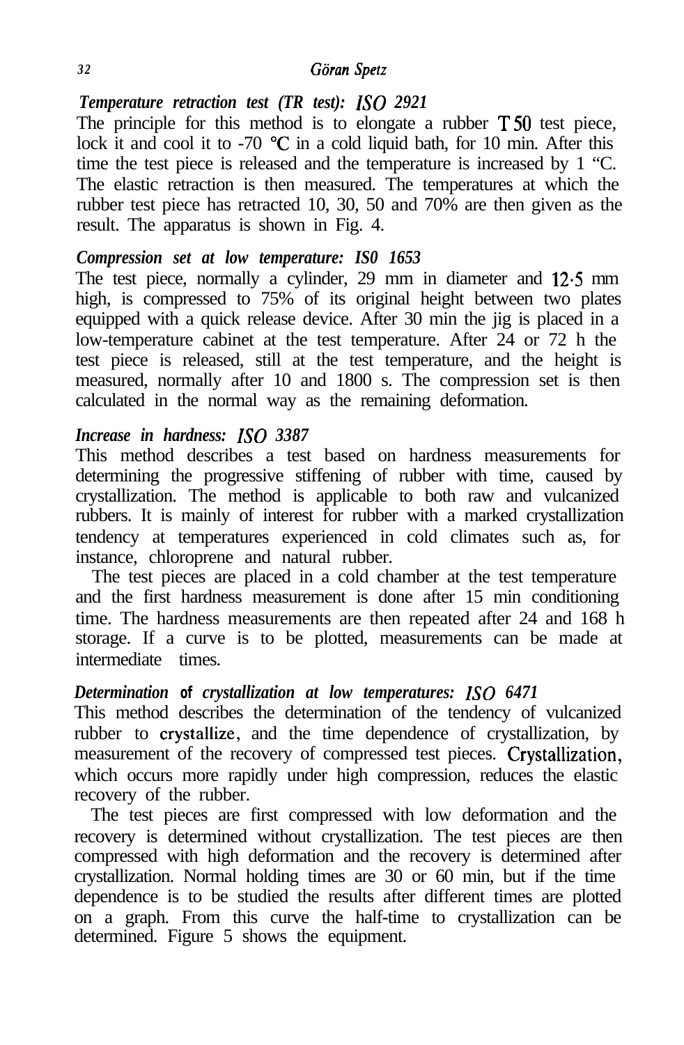*Temperature retraction test (TR test): ISO 2921*

The principle for this method is to elongate a rubber T 50 test piece, lock it and cool it to -70 °C in a cold liquid bath, for 10 min. After this time the test piece is released and the temperature is increased by 1 "C. The elastic retraction is then measured. The temperatures at which the rubber test piece has retracted 10, 30, 50 and 70% are then given as the result. The apparatus is shown in Fig. 4.

*Compression set at low temperature: IS0 1653*

The test piece, normally a cylinder, 29 mm in diameter and 12·5 mm high, is compressed to 75% of its original height between two plates equipped with a quick release device. After 30 min the jig is placed in a low-temperature cabinet at the test temperature. After 24 or 72 h the test piece is released, still at the test temperature, and the height is measured, normally after 10 and 1800 s. The compression set is then calculated in the normal way as the remaining deformation.

*Increase in hardness: ISO 3387*

This method describes a test based on hardness measurements for determining the progressive stiffening of rubber with time, caused by crystallization. The method is applicable to both raw and vulcanized rubbers. It is mainly of interest for rubber with a marked crystallization tendency at temperatures experienced in cold climates such as, for instance, chloroprene and natural rubber.

The test pieces are placed in a cold chamber at the test temperature and the first hardness measurement is done after 15 min conditioning time. The hardness measurements are then repeated after 24 and 168 h storage. If a curve is to be plotted, measurements can be made at intermediate times.

*Determination of crystallization at low temperatures: ISO 6471*

This method describes the determination of the tendency of vulcanized rubber to crystallize, and the time dependence of crystallization, by measurement of the recovery of compressed test pieces. Crystallization, which occurs more rapidly under high compression, reduces the elastic recovery of the rubber.

The test pieces are first compressed with low deformation and the recovery is determined without crystallization. The test pieces are then compressed with high deformation and the recovery is determined after crystallization. Normal holding times are 30 or 60 min, but if the time dependence is to be studied the results after different times are plotted on a graph. From this curve the half-time to crystallization can be determined. Figure 5 shows the equipment.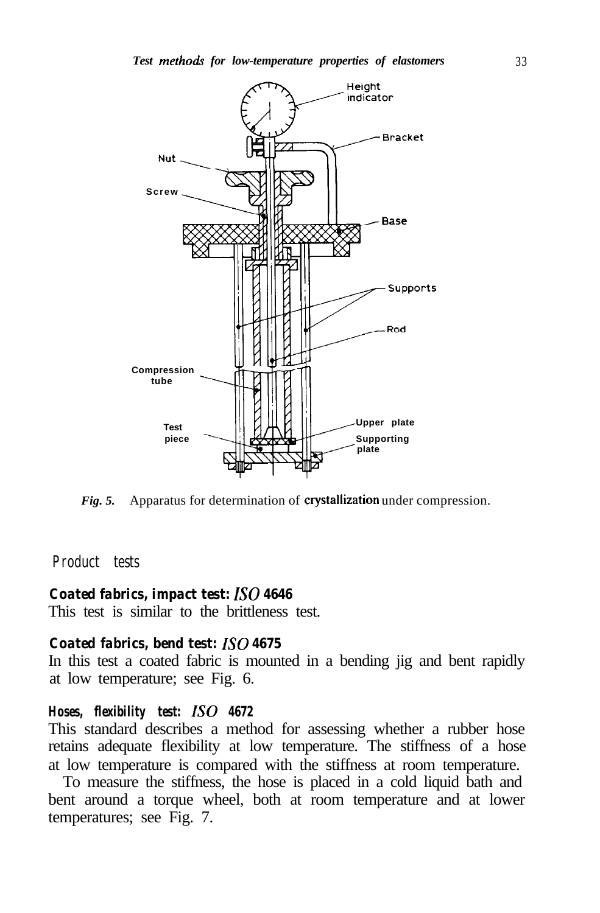Fig. 5. Apparatus for determination of crystallization under compression.

## Product tests

### Coated fabrics, impact test: ISO 4646

This test is similar to the brittleness test.

### Coated fabrics, bend test: ISO 4675

In this test a coated fabric is mounted in a bending jig and bent rapidly at low temperature; see Fig. 6.

### Hoses, flexibility test: ISO 4672

This standard describes a method for assessing whether a rubber hose retains adequate flexibility at low temperature. The stiffness of a hose at low temperature is compared with the stiffness at room temperature.

To measure the stiffness, the hose is placed in a cold liquid bath and bent around a torque wheel, both at room temperature and at lower temperatures; see Fig. 7.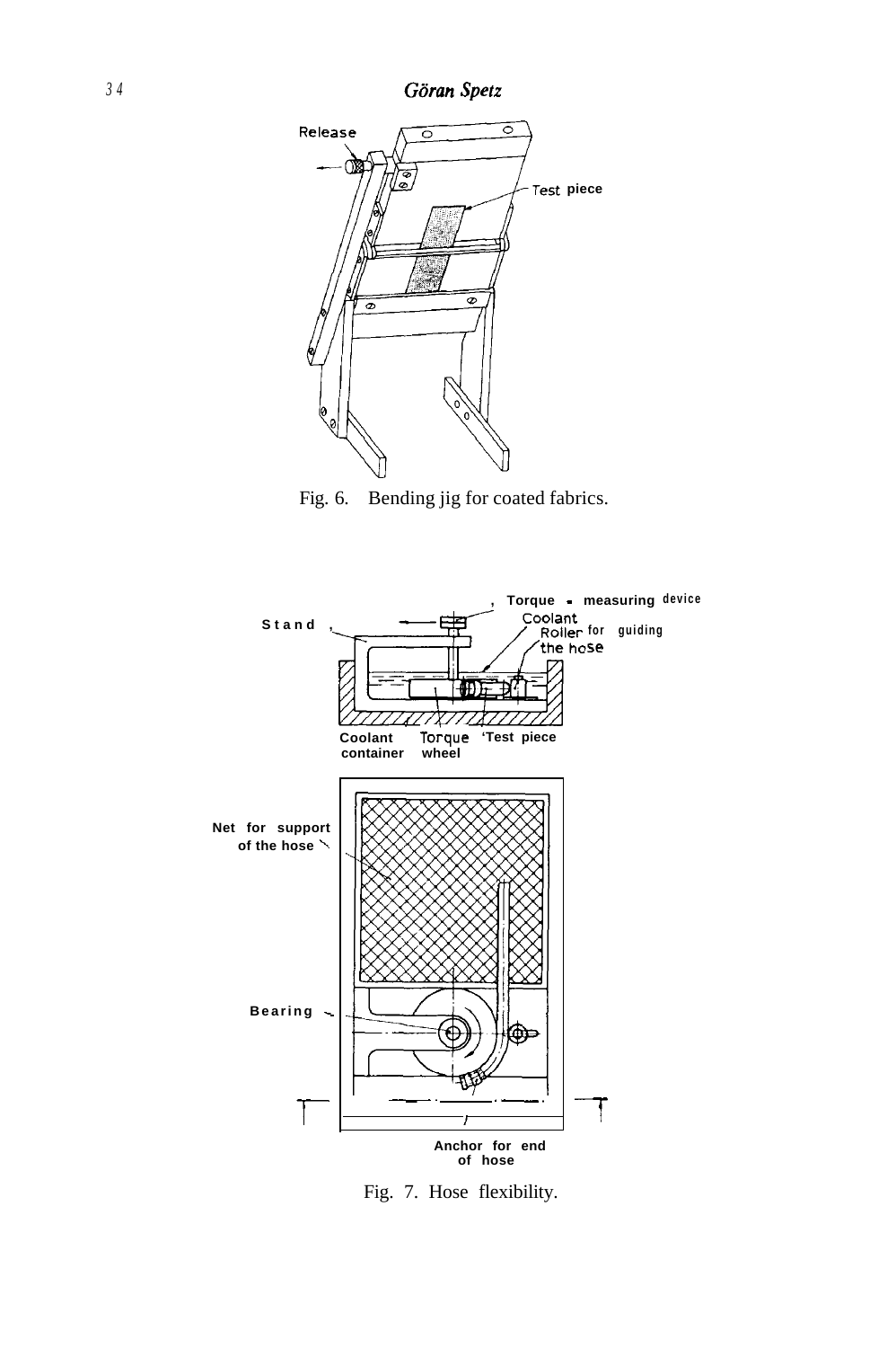Fig. 6. Bending jig for coated fabrics.

Fig. 7. Hose flexibility.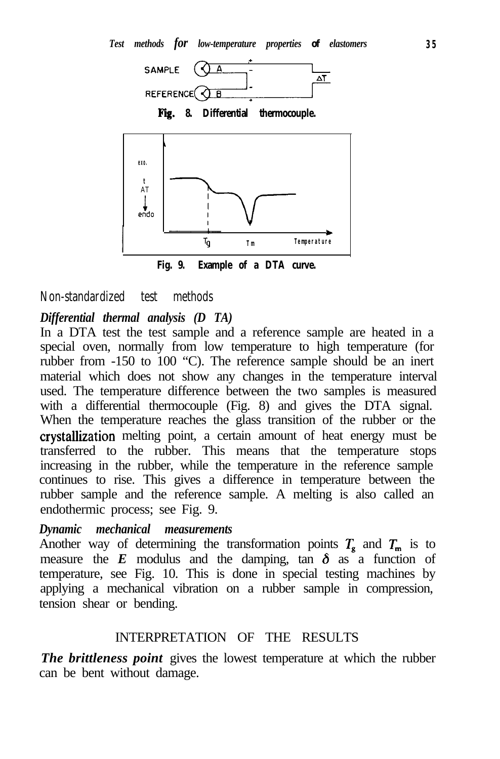Fig. 8. Differential thermocouple.

Fig. 9. Example of a DTA curve.

## Non-standardized test methods

### *Differential thermal analysis (D TA)*

In a DTA test the test sample and a reference sample are heated in a special oven, normally from low temperature to high temperature (for rubber from -150 to 100 "C). The reference sample should be an inert material which does not show any changes in the temperature interval used. The temperature difference between the two samples is measured with a differential thermocouple (Fig. 8) and gives the DTA signal. When the temperature reaches the glass transition of the rubber or the crystallization melting point, a certain amount of heat energy must be transferred to the rubber. This means that the temperature stops increasing in the rubber, while the temperature in the reference sample continues to rise. This gives a difference in temperature between the rubber sample and the reference sample. A melting is also called an endothermic process; see Fig. 9.

### *Dynamic mechanical measurements*

Another way of determining the transformation points $T_g$ and $T_m$ is to measure the $E$ modulus and the damping, tan $\delta$ as a function of temperature, see Fig. 10. This is done in special testing machines by applying a mechanical vibration on a rubber sample in compression, tension shear or bending.

## INTERPRETATION OF THE RESULTS

***The brittleness point*** gives the lowest temperature at which the rubber can be bent without damage.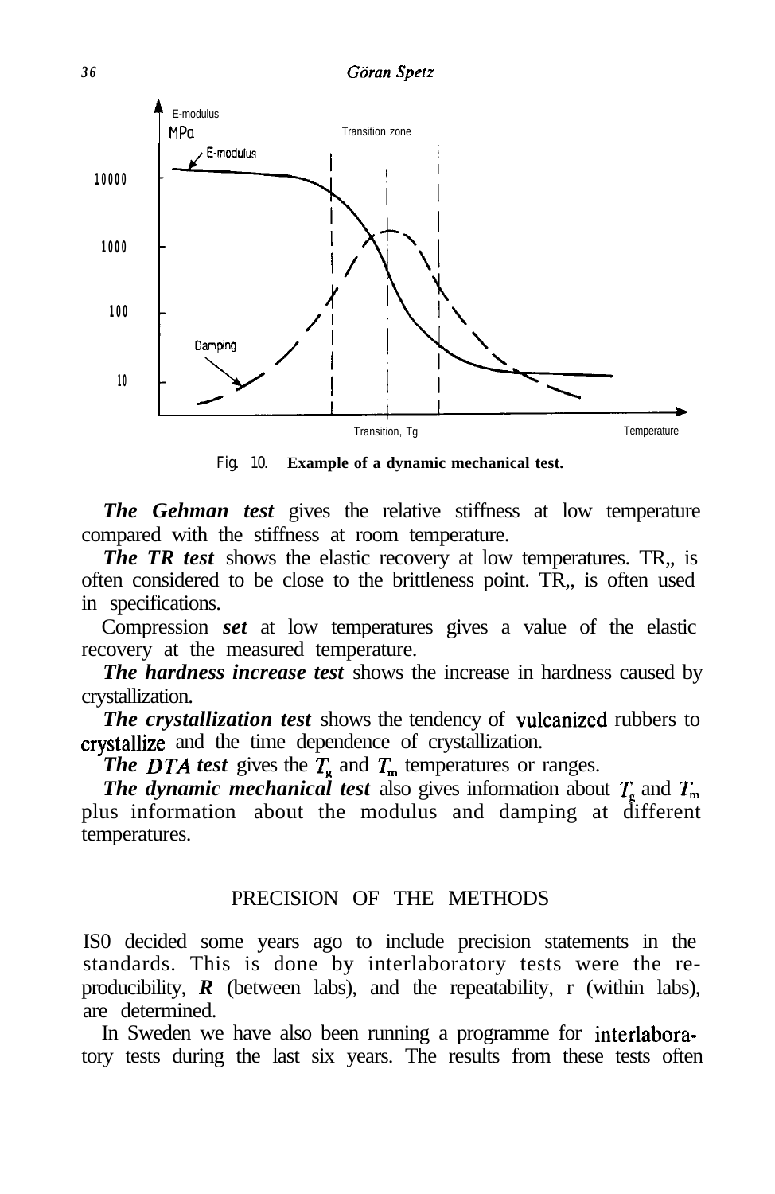Fig. 10. **Example of a dynamic mechanical test.**

***The Gehman test*** gives the relative stiffness at low temperature compared with the stiffness at room temperature.

***The TR test*** shows the elastic recovery at low temperatures. TR,, is often considered to be close to the brittleness point. TR,, is often used in specifications.

Compression ***set*** at low temperatures gives a value of the elastic recovery at the measured temperature.

***The hardness increase test*** shows the increase in hardness caused by crystallization.

***The crystallization test*** shows the tendency of vulcanized rubbers to crystallize and the time dependence of crystallization.

***The DTA test*** gives the $T_g$ and $T_m$ temperatures or ranges.

***The dynamic mechanical test*** also gives information about $T_g$ and $T_m$ plus information about the modulus and damping at different temperatures.

## PRECISION OF THE METHODS

IS0 decided some years ago to include precision statements in the standards. This is done by interlaboratory tests were the reproducibility, ***R*** (between labs), and the repeatability, r (within labs), are determined.

In Sweden we have also been running a programme for interlaboratory tests during the last six years. The results from these tests often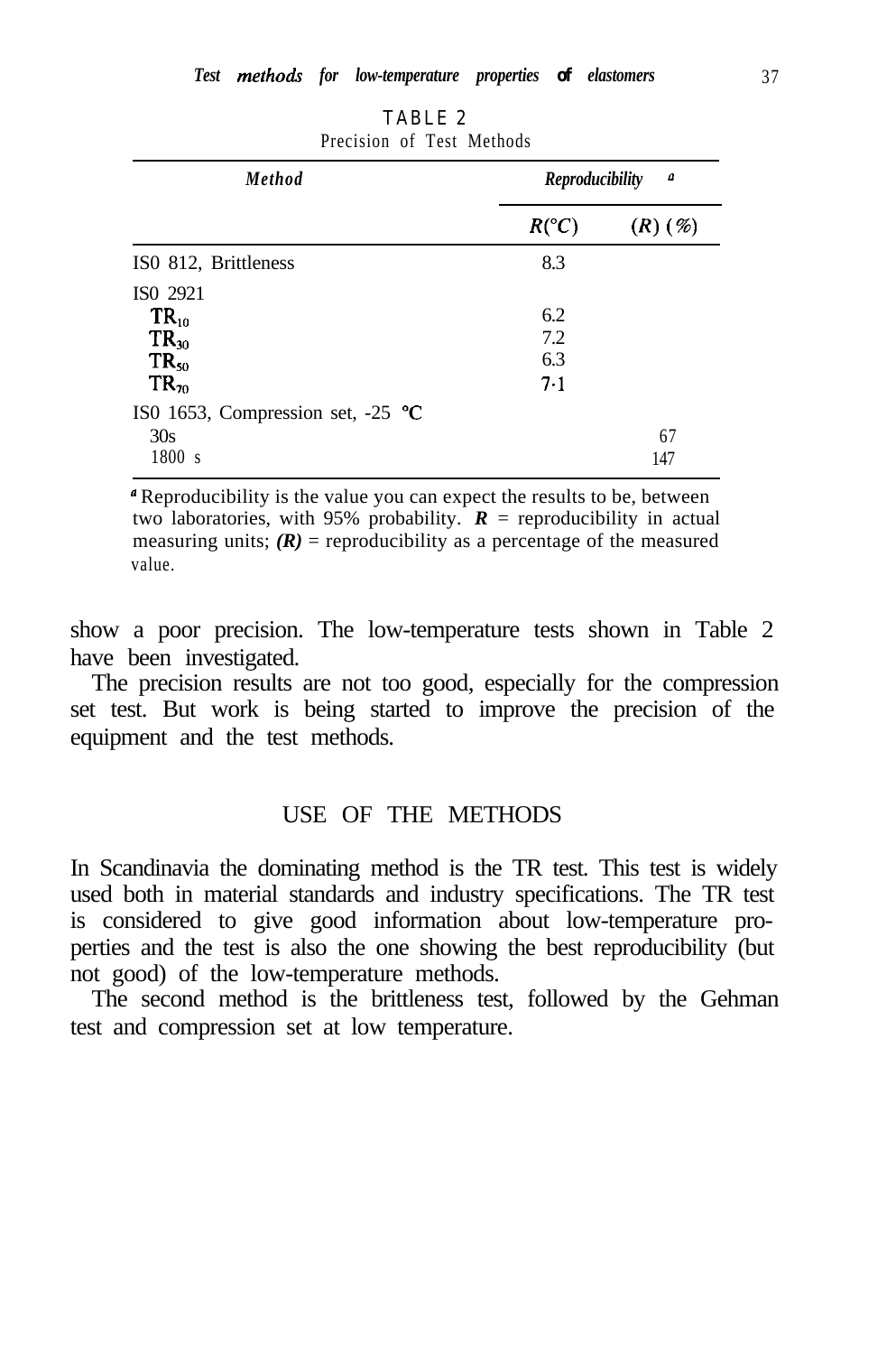TABLE 2
Precision of Test Methods

| Method | Reproducibility [a] | |
|---|---|---|
| | $R$(°C) | $(R)$ (%) |
| ISO 812, Brittleness | 8.3 | |
| ISO 2921 | | |
| $TR_{10}$ | 6.2 | |
| $TR_{30}$ | 7.2 | |
| $TR_{50}$ | 6.3 | |
| $TR_{70}$ | 7·1 | |
| ISO 1653, Compression set, -25 °C | | |
| 30s | | 67 |
| 1800 s | | 147 |

[a] Reproducibility is the value you can expect the results to be, between two laboratories, with 95% probability. ***R*** = reproducibility in actual measuring units; ***(R)*** = reproducibility as a percentage of the measured value.

show a poor precision. The low-temperature tests shown in Table 2 have been investigated.

The precision results are not too good, especially for the compression set test. But work is being started to improve the precision of the equipment and the test methods.

## USE OF THE METHODS

In Scandinavia the dominating method is the TR test. This test is widely used both in material standards and industry specifications. The TR test is considered to give good information about low-temperature properties and the test is also the one showing the best reproducibility (but not good) of the low-temperature methods.

The second method is the brittleness test, followed by the Gehman test and compression set at low temperature.